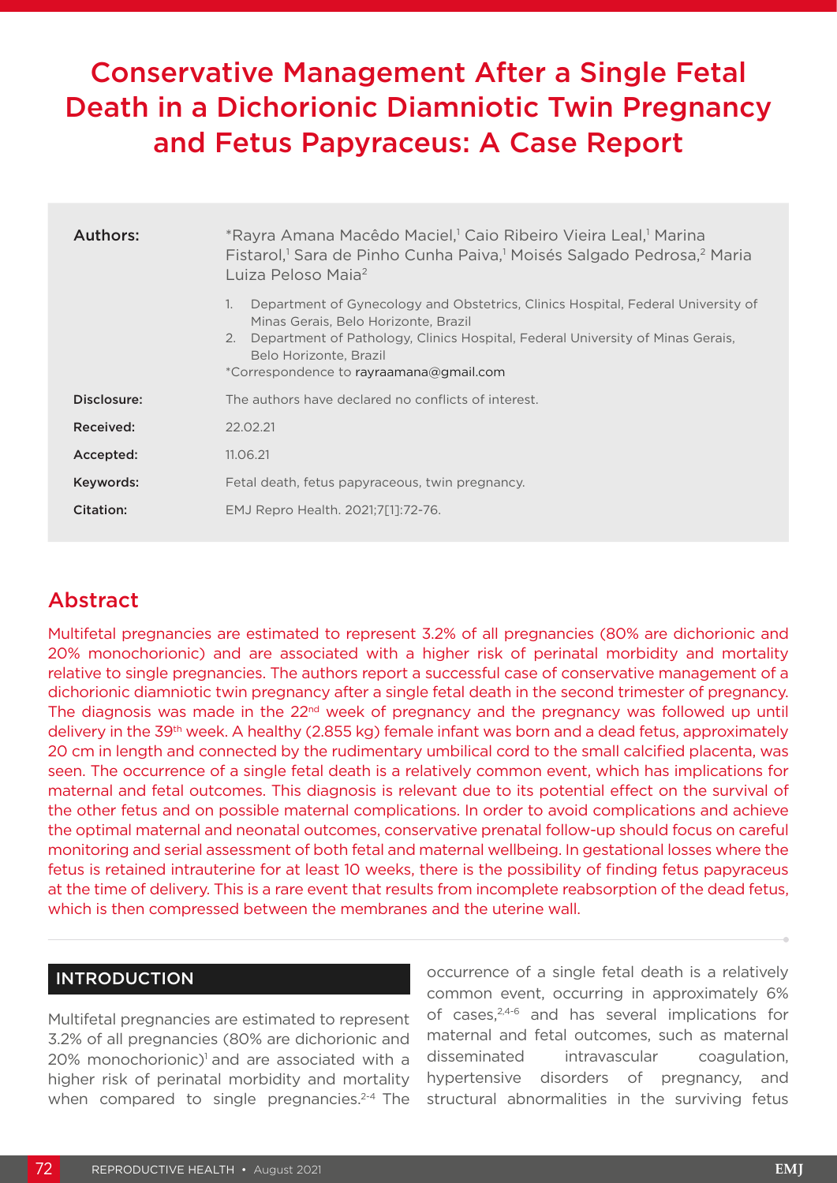# Conservative Management After a Single Fetal Death in a Dichorionic Diamniotic Twin Pregnancy and Fetus Papyraceus: A Case Report

| | |
|---|---|
| **Authors:** | *Rayra Amana Macêdo Maciel,[1] Caio Ribeiro Vieira Leal,[1] Marina Fistarol,[1] Sara de Pinho Cunha Paiva,[1] Moisés Salgado Pedrosa,[2] Maria Luiza Peloso Maia[2]<br><br>1. Department of Gynecology and Obstetrics, Clinics Hospital, Federal University of Minas Gerais, Belo Horizonte, Brazil<br>2. Department of Pathology, Clinics Hospital, Federal University of Minas Gerais, Belo Horizonte, Brazil<br>*Correspondence to rayraamana@gmail.com |
| **Disclosure:** | The authors have declared no conflicts of interest. |
| **Received:** | 22.02.21 |
| **Accepted:** | 11.06.21 |
| **Keywords:** | Fetal death, fetus papyraceous, twin pregnancy. |
| **Citation:** | EMJ Repro Health. 2021;7[1]:72-76. |

## Abstract

Multifetal pregnancies are estimated to represent 3.2% of all pregnancies (80% are dichorionic and 20% monochorionic) and are associated with a higher risk of perinatal morbidity and mortality relative to single pregnancies. The authors report a successful case of conservative management of a dichorionic diamniotic twin pregnancy after a single fetal death in the second trimester of pregnancy. The diagnosis was made in the 22nd week of pregnancy and the pregnancy was followed up until delivery in the 39th week. A healthy (2.855 kg) female infant was born and a dead fetus, approximately 20 cm in length and connected by the rudimentary umbilical cord to the small calcified placenta, was seen. The occurrence of a single fetal death is a relatively common event, which has implications for maternal and fetal outcomes. This diagnosis is relevant due to its potential effect on the survival of the other fetus and on possible maternal complications. In order to avoid complications and achieve the optimal maternal and neonatal outcomes, conservative prenatal follow-up should focus on careful monitoring and serial assessment of both fetal and maternal wellbeing. In gestational losses where the fetus is retained intrauterine for at least 10 weeks, there is the possibility of finding fetus papyraceus at the time of delivery. This is a rare event that results from incomplete reabsorption of the dead fetus, which is then compressed between the membranes and the uterine wall.

## INTRODUCTION

Multifetal pregnancies are estimated to represent 3.2% of all pregnancies (80% are dichorionic and 20% monochorionic)[1] and are associated with a higher risk of perinatal morbidity and mortality when compared to single pregnancies.[2-4] The occurrence of a single fetal death is a relatively common event, occurring in approximately 6% of cases,[2,4-6] and has several implications for maternal and fetal outcomes, such as maternal disseminated intravascular coagulation, hypertensive disorders of pregnancy, and structural abnormalities in the surviving fetus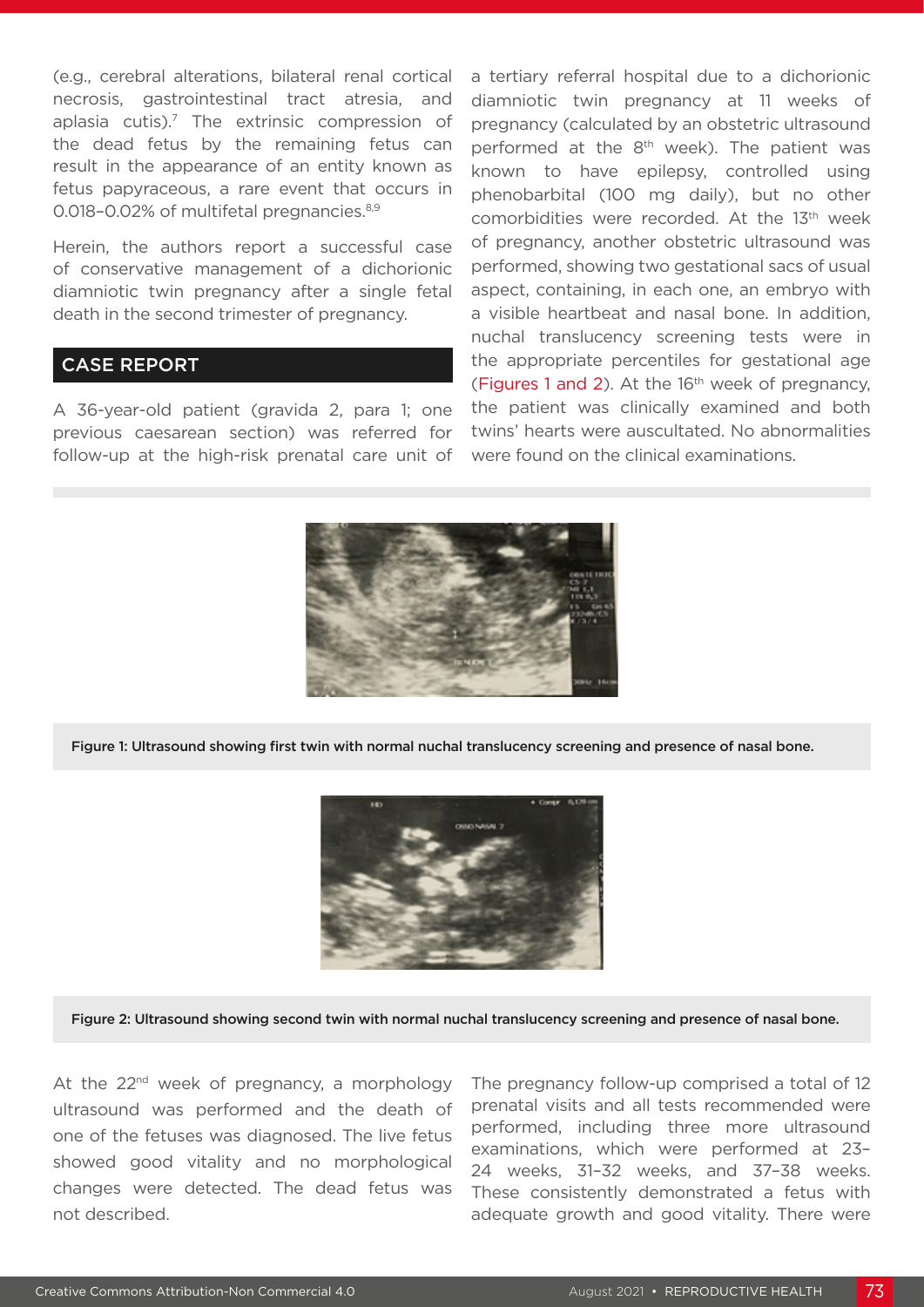(e.g., cerebral alterations, bilateral renal cortical necrosis, gastrointestinal tract atresia, and aplasia cutis).[7] The extrinsic compression of the dead fetus by the remaining fetus can result in the appearance of an entity known as fetus papyraceous, a rare event that occurs in 0.018–0.02% of multifetal pregnancies.[8,9]

Herein, the authors report a successful case of conservative management of a dichorionic diamniotic twin pregnancy after a single fetal death in the second trimester of pregnancy.

## CASE REPORT

A 36-year-old patient (gravida 2, para 1; one previous caesarean section) was referred for follow-up at the high-risk prenatal care unit of a tertiary referral hospital due to a dichorionic diamniotic twin pregnancy at 11 weeks of pregnancy (calculated by an obstetric ultrasound performed at the 8th week). The patient was known to have epilepsy, controlled using phenobarbital (100 mg daily), but no other comorbidities were recorded. At the 13th week of pregnancy, another obstetric ultrasound was performed, showing two gestational sacs of usual aspect, containing, in each one, an embryo with a visible heartbeat and nasal bone. In addition, nuchal translucency screening tests were in the appropriate percentiles for gestational age (Figures 1 and 2). At the 16th week of pregnancy, the patient was clinically examined and both twins' hearts were auscultated. No abnormalities were found on the clinical examinations.

Figure 1: Ultrasound showing first twin with normal nuchal translucency screening and presence of nasal bone.

Figure 2: Ultrasound showing second twin with normal nuchal translucency screening and presence of nasal bone.

At the 22nd week of pregnancy, a morphology ultrasound was performed and the death of one of the fetuses was diagnosed. The live fetus showed good vitality and no morphological changes were detected. The dead fetus was not described.

The pregnancy follow-up comprised a total of 12 prenatal visits and all tests recommended were performed, including three more ultrasound examinations, which were performed at 23–24 weeks, 31–32 weeks, and 37–38 weeks. These consistently demonstrated a fetus with adequate growth and good vitality. There were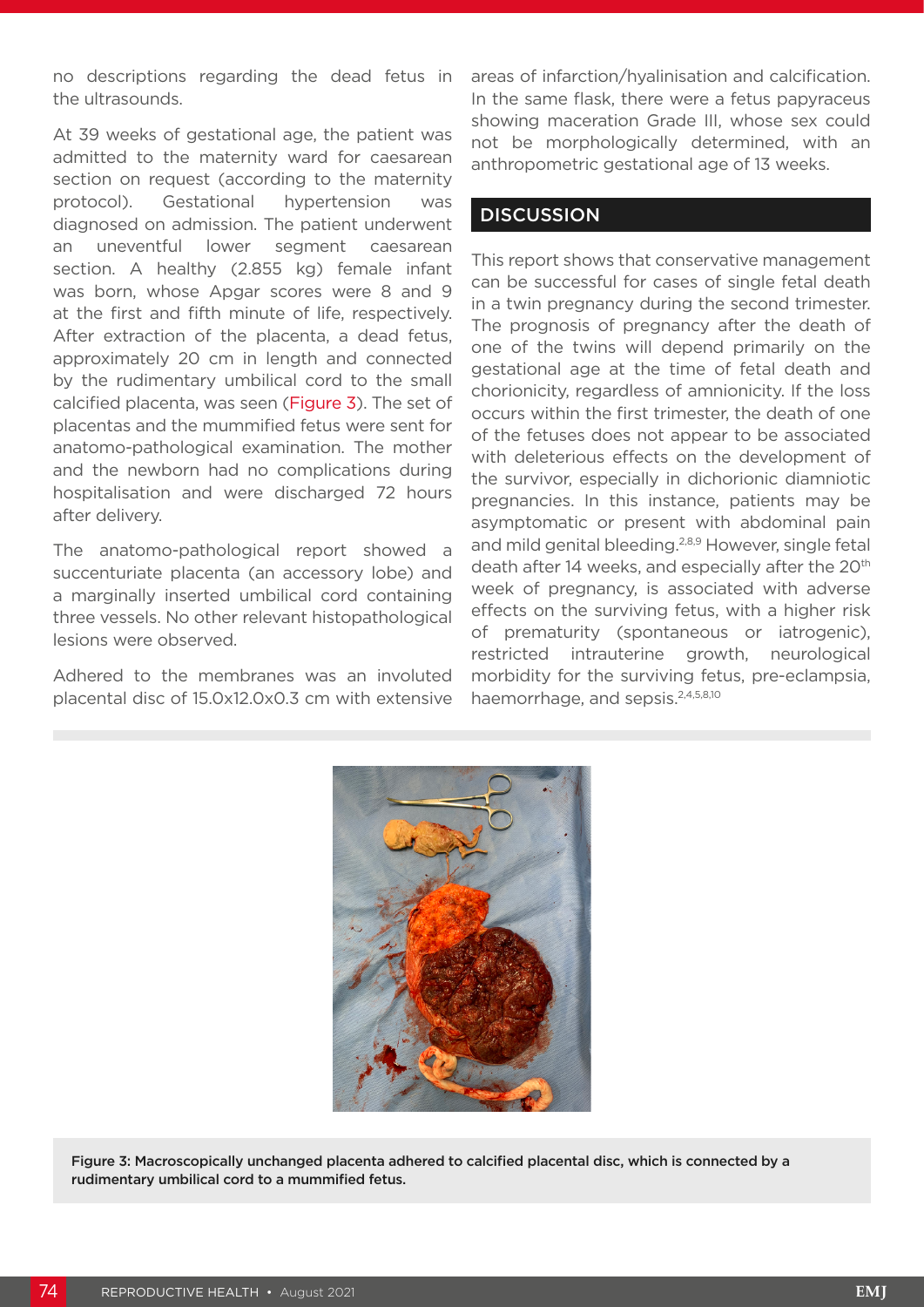no descriptions regarding the dead fetus in the ultrasounds.

At 39 weeks of gestational age, the patient was admitted to the maternity ward for caesarean section on request (according to the maternity protocol). Gestational hypertension was diagnosed on admission. The patient underwent an uneventful lower segment caesarean section. A healthy (2.855 kg) female infant was born, whose Apgar scores were 8 and 9 at the first and fifth minute of life, respectively. After extraction of the placenta, a dead fetus, approximately 20 cm in length and connected by the rudimentary umbilical cord to the small calcified placenta, was seen (Figure 3). The set of placentas and the mummified fetus were sent for anatomo-pathological examination. The mother and the newborn had no complications during hospitalisation and were discharged 72 hours after delivery.

The anatomo-pathological report showed a succenturiate placenta (an accessory lobe) and a marginally inserted umbilical cord containing three vessels. No other relevant histopathological lesions were observed.

Adhered to the membranes was an involuted placental disc of 15.0x12.0x0.3 cm with extensive areas of infarction/hyalinisation and calcification. In the same flask, there were a fetus papyraceus showing maceration Grade III, whose sex could not be morphologically determined, with an anthropometric gestational age of 13 weeks.

## DISCUSSION

This report shows that conservative management can be successful for cases of single fetal death in a twin pregnancy during the second trimester. The prognosis of pregnancy after the death of one of the twins will depend primarily on the gestational age at the time of fetal death and chorionicity, regardless of amnionicity. If the loss occurs within the first trimester, the death of one of the fetuses does not appear to be associated with deleterious effects on the development of the survivor, especially in dichorionic diamniotic pregnancies. In this instance, patients may be asymptomatic or present with abdominal pain and mild genital bleeding.[2,8,9] However, single fetal death after 14 weeks, and especially after the 20th week of pregnancy, is associated with adverse effects on the surviving fetus, with a higher risk of prematurity (spontaneous or iatrogenic), restricted intrauterine growth, neurological morbidity for the surviving fetus, pre-eclampsia, haemorrhage, and sepsis.[2,4,5,8,10]

Figure 3: Macroscopically unchanged placenta adhered to calcified placental disc, which is connected by a rudimentary umbilical cord to a mummified fetus.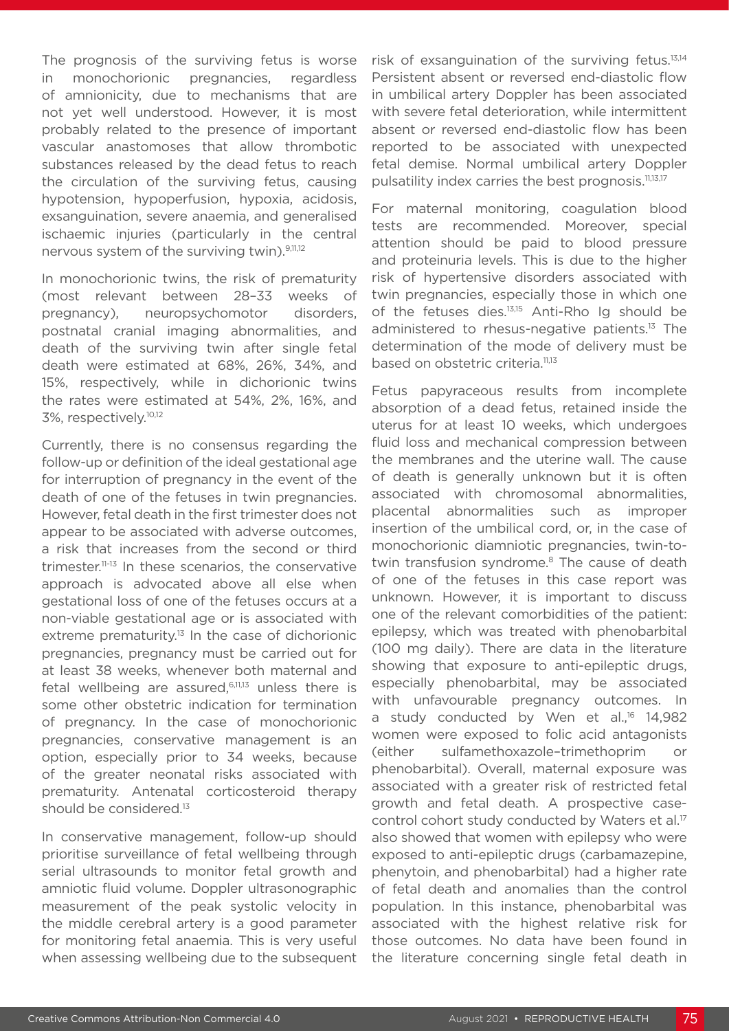The prognosis of the surviving fetus is worse in monochorionic pregnancies, regardless of amnionicity, due to mechanisms that are not yet well understood. However, it is most probably related to the presence of important vascular anastomoses that allow thrombotic substances released by the dead fetus to reach the circulation of the surviving fetus, causing hypotension, hypoperfusion, hypoxia, acidosis, exsanguination, severe anaemia, and generalised ischaemic injuries (particularly in the central nervous system of the surviving twin).[9,11,12]

In monochorionic twins, the risk of prematurity (most relevant between 28–33 weeks of pregnancy), neuropsychomotor disorders, postnatal cranial imaging abnormalities, and death of the surviving twin after single fetal death were estimated at 68%, 26%, 34%, and 15%, respectively, while in dichorionic twins the rates were estimated at 54%, 2%, 16%, and 3%, respectively.[10,12]

Currently, there is no consensus regarding the follow-up or definition of the ideal gestational age for interruption of pregnancy in the event of the death of one of the fetuses in twin pregnancies. However, fetal death in the first trimester does not appear to be associated with adverse outcomes, a risk that increases from the second or third trimester.[11-13] In these scenarios, the conservative approach is advocated above all else when gestational loss of one of the fetuses occurs at a non-viable gestational age or is associated with extreme prematurity.[13] In the case of dichorionic pregnancies, pregnancy must be carried out for at least 38 weeks, whenever both maternal and fetal wellbeing are assured,[6,11,13] unless there is some other obstetric indication for termination of pregnancy. In the case of monochorionic pregnancies, conservative management is an option, especially prior to 34 weeks, because of the greater neonatal risks associated with prematurity. Antenatal corticosteroid therapy should be considered.[13]

In conservative management, follow-up should prioritise surveillance of fetal wellbeing through serial ultrasounds to monitor fetal growth and amniotic fluid volume. Doppler ultrasonographic measurement of the peak systolic velocity in the middle cerebral artery is a good parameter for monitoring fetal anaemia. This is very useful when assessing wellbeing due to the subsequent risk of exsanguination of the surviving fetus.[13,14] Persistent absent or reversed end-diastolic flow in umbilical artery Doppler has been associated with severe fetal deterioration, while intermittent absent or reversed end-diastolic flow has been reported to be associated with unexpected fetal demise. Normal umbilical artery Doppler pulsatility index carries the best prognosis.[11,13,17]

For maternal monitoring, coagulation blood tests are recommended. Moreover, special attention should be paid to blood pressure and proteinuria levels. This is due to the higher risk of hypertensive disorders associated with twin pregnancies, especially those in which one of the fetuses dies.[13,15] Anti-Rho Ig should be administered to rhesus-negative patients.[13] The determination of the mode of delivery must be based on obstetric criteria.[11,13]

Fetus papyraceous results from incomplete absorption of a dead fetus, retained inside the uterus for at least 10 weeks, which undergoes fluid loss and mechanical compression between the membranes and the uterine wall. The cause of death is generally unknown but it is often associated with chromosomal abnormalities, placental abnormalities such as improper insertion of the umbilical cord, or, in the case of monochorionic diamniotic pregnancies, twin-to-twin transfusion syndrome.[8] The cause of death of one of the fetuses in this case report was unknown. However, it is important to discuss one of the relevant comorbidities of the patient: epilepsy, which was treated with phenobarbital (100 mg daily). There are data in the literature showing that exposure to anti-epileptic drugs, especially phenobarbital, may be associated with unfavourable pregnancy outcomes. In a study conducted by Wen et al.,[16] 14,982 women were exposed to folic acid antagonists (either sulfamethoxazole–trimethoprim or phenobarbital). Overall, maternal exposure was associated with a greater risk of restricted fetal growth and fetal death. A prospective case-control cohort study conducted by Waters et al.[17] also showed that women with epilepsy who were exposed to anti-epileptic drugs (carbamazepine, phenytoin, and phenobarbital) had a higher rate of fetal death and anomalies than the control population. In this instance, phenobarbital was associated with the highest relative risk for those outcomes. No data have been found in the literature concerning single fetal death in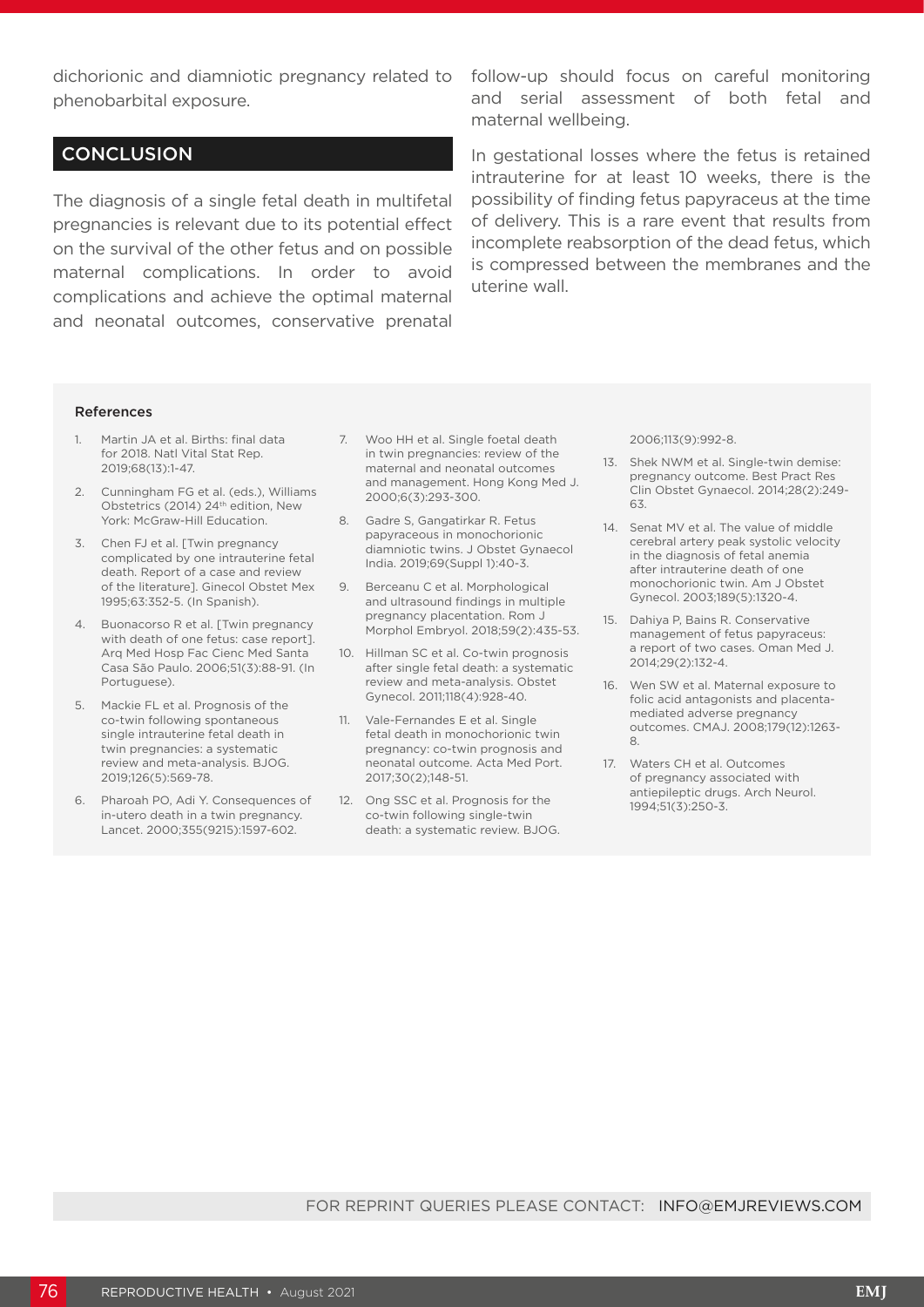dichorionic and diamniotic pregnancy related to phenobarbital exposure.

## CONCLUSION

The diagnosis of a single fetal death in multifetal pregnancies is relevant due to its potential effect on the survival of the other fetus and on possible maternal complications. In order to avoid complications and achieve the optimal maternal and neonatal outcomes, conservative prenatal follow-up should focus on careful monitoring and serial assessment of both fetal and maternal wellbeing.

In gestational losses where the fetus is retained intrauterine for at least 10 weeks, there is the possibility of finding fetus papyraceus at the time of delivery. This is a rare event that results from incomplete reabsorption of the dead fetus, which is compressed between the membranes and the uterine wall.

### References

1. Martin JA et al. Births: final data for 2018. Natl Vital Stat Rep. 2019;68(13):1-47.
2. Cunningham FG et al. (eds.), Williams Obstetrics (2014) 24th edition, New York: McGraw-Hill Education.
3. Chen FJ et al. [Twin pregnancy complicated by one intrauterine fetal death. Report of a case and review of the literature]. Ginecol Obstet Mex 1995;63:352-5. (In Spanish).
4. Buonacorso R et al. [Twin pregnancy with death of one fetus: case report]. Arq Med Hosp Fac Cienc Med Santa Casa São Paulo. 2006;51(3):88-91. (In Portuguese).
5. Mackie FL et al. Prognosis of the co-twin following spontaneous single intrauterine fetal death in twin pregnancies: a systematic review and meta-analysis. BJOG. 2019;126(5):569-78.
6. Pharoah PO, Adi Y. Consequences of in-utero death in a twin pregnancy. Lancet. 2000;355(9215):1597-602.
7. Woo HH et al. Single foetal death in twin pregnancies: review of the maternal and neonatal outcomes and management. Hong Kong Med J. 2000;6(3):293-300.
8. Gadre S, Gangatirkar R. Fetus papyraceous in monochorionic diamniotic twins. J Obstet Gynaecol India. 2019;69(Suppl 1):40-3.
9. Berceanu C et al. Morphological and ultrasound findings in multiple pregnancy placentation. Rom J Morphol Embryol. 2018;59(2):435-53.
10. Hillman SC et al. Co-twin prognosis after single fetal death: a systematic review and meta-analysis. Obstet Gynecol. 2011;118(4):928-40.
11. Vale-Fernandes E et al. Single fetal death in monochorionic twin pregnancy: co-twin prognosis and neonatal outcome. Acta Med Port. 2017;30(2);148-51.
12. Ong SSC et al. Prognosis for the co-twin following single-twin death: a systematic review. BJOG. 2006;113(9):992-8.
13. Shek NWM et al. Single-twin demise: pregnancy outcome. Best Pract Res Clin Obstet Gynaecol. 2014;28(2):249-63.
14. Senat MV et al. The value of middle cerebral artery peak systolic velocity in the diagnosis of fetal anemia after intrauterine death of one monochorionic twin. Am J Obstet Gynecol. 2003;189(5):1320-4.
15. Dahiya P, Bains R. Conservative management of fetus papyraceus: a report of two cases. Oman Med J. 2014;29(2):132-4.
16. Wen SW et al. Maternal exposure to folic acid antagonists and placenta-mediated adverse pregnancy outcomes. CMAJ. 2008;179(12):1263-8.
17. Waters CH et al. Outcomes of pregnancy associated with antiepileptic drugs. Arch Neurol. 1994;51(3):250-3.

FOR REPRINT QUERIES PLEASE CONTACT: INFO@EMJREVIEWS.COM